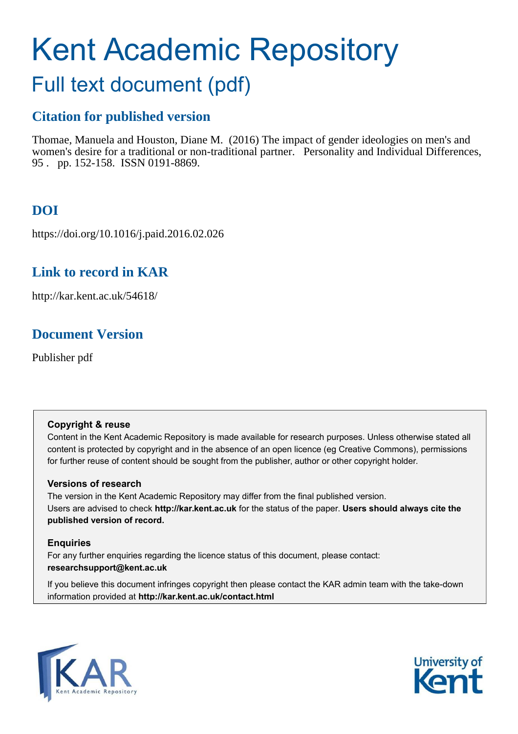# Kent Academic Repository

## Full text document (pdf)

### Citation for published version

Thomae, Manuela and Houston, Diane M. (2016) The impact of gender ideologies on men's and women's desire for a traditional or non-traditional partner. Personality and Individual Differences, 95 . pp. 152-158. ISSN 0191-8869.

### DOI

https://doi.org/10.1016/j.paid.2016.02.026

### Link to record in KAR

http://kar.kent.ac.uk/54618/

### Document Version

Publisher pdf

**Copyright & reuse**

Content in the Kent Academic Repository is made available for research purposes. Unless otherwise stated all content is protected by copyright and in the absence of an open licence (eg Creative Commons), permissions for further reuse of content should be sought from the publisher, author or other copyright holder.

**Versions of research**

The version in the Kent Academic Repository may differ from the final published version. Users are advised to check **http://kar.kent.ac.uk** for the status of the paper. **Users should always cite the published version of record.**

**Enquiries**

For any further enquiries regarding the licence status of this document, please contact: **researchsupport@kent.ac.uk**

If you believe this document infringes copyright then please contact the KAR admin team with the take-down information provided at **http://kar.kent.ac.uk/contact.html**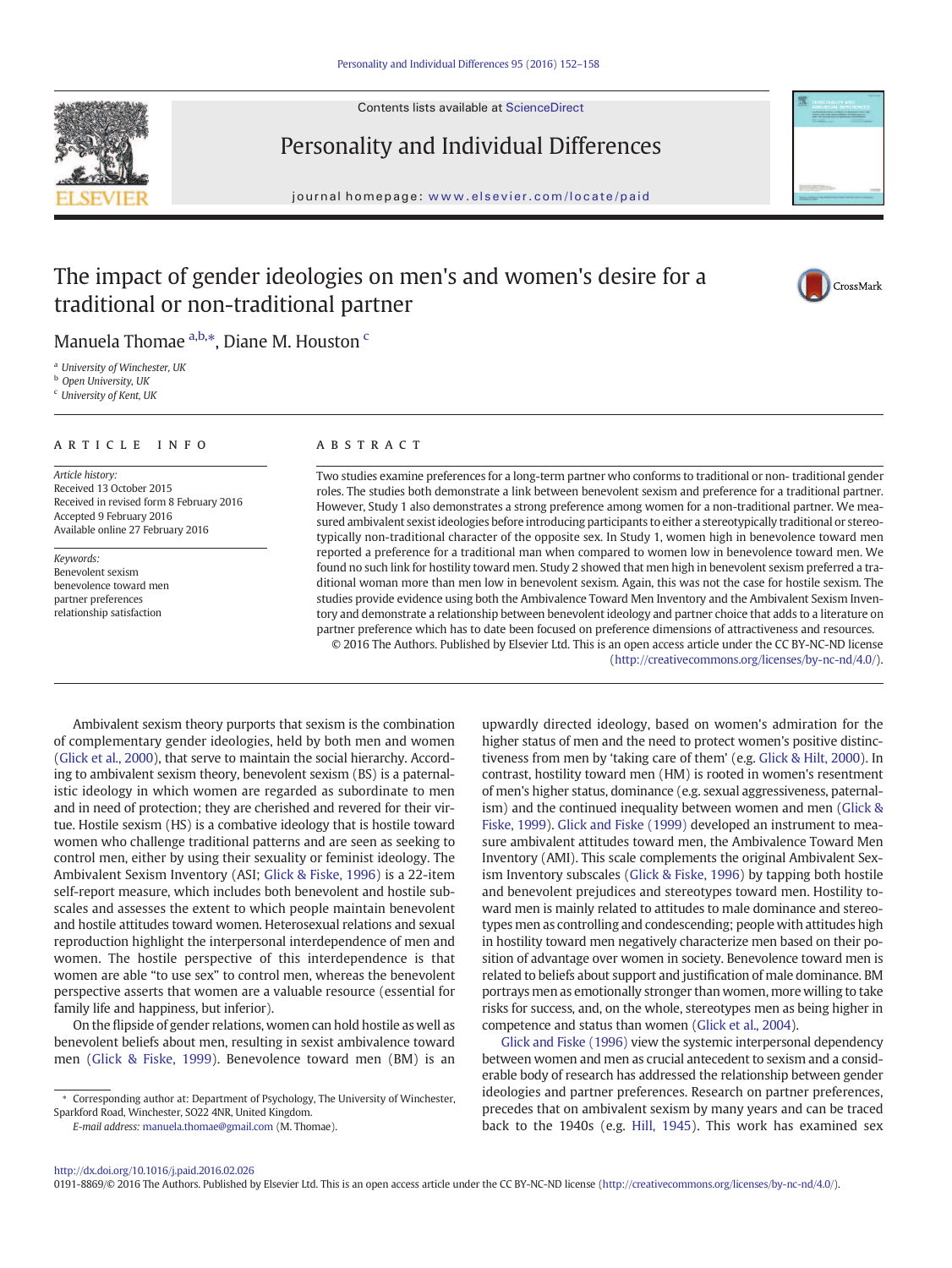# The impact of gender ideologies on men's and women's desire for a traditional or non-traditional partner

Manuela Thomae [a,b,*], Diane M. Houston [c]

[a] University of Winchester, UK
[b] Open University, UK
[c] University of Kent, UK

## ARTICLE INFO

*Article history:*
Received 13 October 2015
Received in revised form 8 February 2016
Accepted 9 February 2016
Available online 27 February 2016

*Keywords:*
Benevolent sexism
benevolence toward men
partner preferences
relationship satisfaction

## ABSTRACT

Two studies examine preferences for a long-term partner who conforms to traditional or non- traditional gender roles. The studies both demonstrate a link between benevolent sexism and preference for a traditional partner. However, Study 1 also demonstrates a strong preference among women for a non-traditional partner. We measured ambivalent sexist ideologies before introducing participants to either a stereotypically traditional or stereotypically non-traditional character of the opposite sex. In Study 1, women high in benevolence toward men reported a preference for a traditional man when compared to women low in benevolence toward men. We found no such link for hostility toward men. Study 2 showed that men high in benevolent sexism preferred a traditional woman more than men low in benevolent sexism. Again, this was not the case for hostile sexism. The studies provide evidence using both the Ambivalence Toward Men Inventory and the Ambivalent Sexism Inventory and demonstrate a relationship between benevolent ideology and partner choice that adds to a literature on partner preference which has to date been focused on preference dimensions of attractiveness and resources.

© 2016 The Authors. Published by Elsevier Ltd. This is an open access article under the CC BY-NC-ND license (http://creativecommons.org/licenses/by-nc-nd/4.0/).

Ambivalent sexism theory purports that sexism is the combination of complementary gender ideologies, held by both men and women (Glick et al., 2000), that serve to maintain the social hierarchy. According to ambivalent sexism theory, benevolent sexism (BS) is a paternalistic ideology in which women are regarded as subordinate to men and in need of protection; they are cherished and revered for their virtue. Hostile sexism (HS) is a combative ideology that is hostile toward women who challenge traditional patterns and are seen as seeking to control men, either by using their sexuality or feminist ideology. The Ambivalent Sexism Inventory (ASI; Glick & Fiske, 1996) is a 22-item self-report measure, which includes both benevolent and hostile subscales and assesses the extent to which people maintain benevolent and hostile attitudes toward women. Heterosexual relations and sexual reproduction highlight the interpersonal interdependence of men and women. The hostile perspective of this interdependence is that women are able "to use sex" to control men, whereas the benevolent perspective asserts that women are a valuable resource (essential for family life and happiness, but inferior).

On the flipside of gender relations, women can hold hostile as well as benevolent beliefs about men, resulting in sexist ambivalence toward men (Glick & Fiske, 1999). Benevolence toward men (BM) is an upwardly directed ideology, based on women's admiration for the higher status of men and the need to protect women's positive distinctiveness from men by 'taking care of them' (e.g. Glick & Hilt, 2000). In contrast, hostility toward men (HM) is rooted in women's resentment of men's higher status, dominance (e.g. sexual aggressiveness, paternalism) and the continued inequality between women and men (Glick & Fiske, 1999). Glick and Fiske (1999) developed an instrument to measure ambivalent attitudes toward men, the Ambivalence Toward Men Inventory (AMI). This scale complements the original Ambivalent Sexism Inventory subscales (Glick & Fiske, 1996) by tapping both hostile and benevolent prejudices and stereotypes toward men. Hostility toward men is mainly related to attitudes to male dominance and stereotypes men as controlling and condescending; people with attitudes high in hostility toward men negatively characterize men based on their position of advantage over women in society. Benevolence toward men is related to beliefs about support and justification of male dominance. BM portrays men as emotionally stronger than women, more willing to take risks for success, and, on the whole, stereotypes men as being higher in competence and status than women (Glick et al., 2004).

Glick and Fiske (1996) view the systemic interpersonal dependency between women and men as crucial antecedent to sexism and a considerable body of research has addressed the relationship between gender ideologies and partner preferences. Research on partner preferences, precedes that on ambivalent sexism by many years and can be traced back to the 1940s (e.g. Hill, 1945). This work has examined sex

* Corresponding author at: Department of Psychology, The University of Winchester, Sparkford Road, Winchester, SO22 4NR, United Kingdom.
*E-mail address:* manuela.thomae@gmail.com (M. Thomae).

http://dx.doi.org/10.1016/j.paid.2016.02.026
0191-8869/© 2016 The Authors. Published by Elsevier Ltd. This is an open access article under the CC BY-NC-ND license (http://creativecommons.org/licenses/by-nc-nd/4.0/).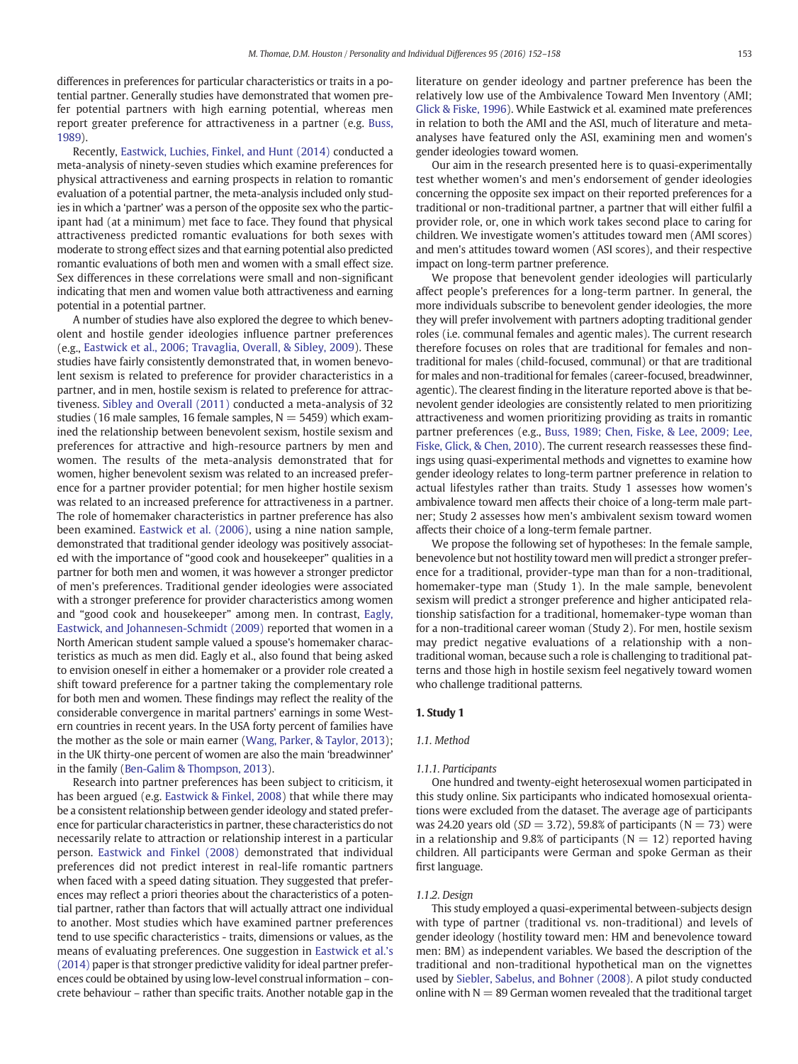differences in preferences for particular characteristics or traits in a potential partner. Generally studies have demonstrated that women prefer potential partners with high earning potential, whereas men report greater preference for attractiveness in a partner (e.g. Buss, 1989).

Recently, Eastwick, Luchies, Finkel, and Hunt (2014) conducted a meta-analysis of ninety-seven studies which examine preferences for physical attractiveness and earning prospects in relation to romantic evaluation of a potential partner, the meta-analysis included only studies in which a 'partner' was a person of the opposite sex who the participant had (at a minimum) met face to face. They found that physical attractiveness predicted romantic evaluations for both sexes with moderate to strong effect sizes and that earning potential also predicted romantic evaluations of both men and women with a small effect size. Sex differences in these correlations were small and non-significant indicating that men and women value both attractiveness and earning potential in a potential partner.

A number of studies have also explored the degree to which benevolent and hostile gender ideologies influence partner preferences (e.g., Eastwick et al., 2006; Travaglia, Overall, & Sibley, 2009). These studies have fairly consistently demonstrated that, in women benevolent sexism is related to preference for provider characteristics in a partner, and in men, hostile sexism is related to preference for attractiveness. Sibley and Overall (2011) conducted a meta-analysis of 32 studies (16 male samples, 16 female samples, N = 5459) which examined the relationship between benevolent sexism, hostile sexism and preferences for attractive and high-resource partners by men and women. The results of the meta-analysis demonstrated that for women, higher benevolent sexism was related to an increased preference for a partner provider potential; for men higher hostile sexism was related to an increased preference for attractiveness in a partner. The role of homemaker characteristics in partner preference has also been examined. Eastwick et al. (2006), using a nine nation sample, demonstrated that traditional gender ideology was positively associated with the importance of "good cook and housekeeper" qualities in a partner for both men and women, it was however a stronger predictor of men's preferences. Traditional gender ideologies were associated with a stronger preference for provider characteristics among women and "good cook and housekeeper" among men. In contrast, Eagly, Eastwick, and Johannesen-Schmidt (2009) reported that women in a North American student sample valued a spouse's homemaker characteristics as much as men did. Eagly et al., also found that being asked to envision oneself in either a homemaker or a provider role created a shift toward preference for a partner taking the complementary role for both men and women. These findings may reflect the reality of the considerable convergence in marital partners' earnings in some Western countries in recent years. In the USA forty percent of families have the mother as the sole or main earner (Wang, Parker, & Taylor, 2013); in the UK thirty-one percent of women are also the main 'breadwinner' in the family (Ben-Galim & Thompson, 2013).

Research into partner preferences has been subject to criticism, it has been argued (e.g. Eastwick & Finkel, 2008) that while there may be a consistent relationship between gender ideology and stated preference for particular characteristics in partner, these characteristics do not necessarily relate to attraction or relationship interest in a particular person. Eastwick and Finkel (2008) demonstrated that individual preferences did not predict interest in real-life romantic partners when faced with a speed dating situation. They suggested that preferences may reflect a priori theories about the characteristics of a potential partner, rather than factors that will actually attract one individual to another. Most studies which have examined partner preferences tend to use specific characteristics - traits, dimensions or values, as the means of evaluating preferences. One suggestion in Eastwick et al.'s (2014) paper is that stronger predictive validity for ideal partner preferences could be obtained by using low-level construal information – concrete behaviour – rather than specific traits. Another notable gap in the literature on gender ideology and partner preference has been the relatively low use of the Ambivalence Toward Men Inventory (AMI; Glick & Fiske, 1996). While Eastwick et al. examined mate preferences in relation to both the AMI and the ASI, much of literature and meta-analyses have featured only the ASI, examining men and women's gender ideologies toward women.

Our aim in the research presented here is to quasi-experimentally test whether women's and men's endorsement of gender ideologies concerning the opposite sex impact on their reported preferences for a traditional or non-traditional partner, a partner that will either fulfil a provider role, or, one in which work takes second place to caring for children. We investigate women's attitudes toward men (AMI scores) and men's attitudes toward women (ASI scores), and their respective impact on long-term partner preference.

We propose that benevolent gender ideologies will particularly affect people's preferences for a long-term partner. In general, the more individuals subscribe to benevolent gender ideologies, the more they will prefer involvement with partners adopting traditional gender roles (i.e. communal females and agentic males). The current research therefore focuses on roles that are traditional for females and non-traditional for males (child-focused, communal) or that are traditional for males and non-traditional for females (career-focused, breadwinner, agentic). The clearest finding in the literature reported above is that benevolent gender ideologies are consistently related to men prioritizing attractiveness and women prioritizing providing as traits in romantic partner preferences (e.g., Buss, 1989; Chen, Fiske, & Lee, 2009; Lee, Fiske, Glick, & Chen, 2010). The current research reassesses these findings using quasi-experimental methods and vignettes to examine how gender ideology relates to long-term partner preference in relation to actual lifestyles rather than traits. Study 1 assesses how women's ambivalence toward men affects their choice of a long-term male partner; Study 2 assesses how men's ambivalent sexism toward women affects their choice of a long-term female partner.

We propose the following set of hypotheses: In the female sample, benevolence but not hostility toward men will predict a stronger preference for a traditional, provider-type man than for a non-traditional, homemaker-type man (Study 1). In the male sample, benevolent sexism will predict a stronger preference and higher anticipated relationship satisfaction for a traditional, homemaker-type woman than for a non-traditional career woman (Study 2). For men, hostile sexism may predict negative evaluations of a relationship with a non-traditional woman, because such a role is challenging to traditional patterns and those high in hostile sexism feel negatively toward women who challenge traditional patterns.

## 1. Study 1

### 1.1. Method

#### 1.1.1. Participants

One hundred and twenty-eight heterosexual women participated in this study online. Six participants who indicated homosexual orientations were excluded from the dataset. The average age of participants was 24.20 years old (SD = 3.72), 59.8% of participants (N = 73) were in a relationship and 9.8% of participants (N = 12) reported having children. All participants were German and spoke German as their first language.

#### 1.1.2. Design

This study employed a quasi-experimental between-subjects design with type of partner (traditional vs. non-traditional) and levels of gender ideology (hostility toward men: HM and benevolence toward men: BM) as independent variables. We based the description of the traditional and non-traditional hypothetical man on the vignettes used by Siebler, Sabelus, and Bohner (2008). A pilot study conducted online with N = 89 German women revealed that the traditional target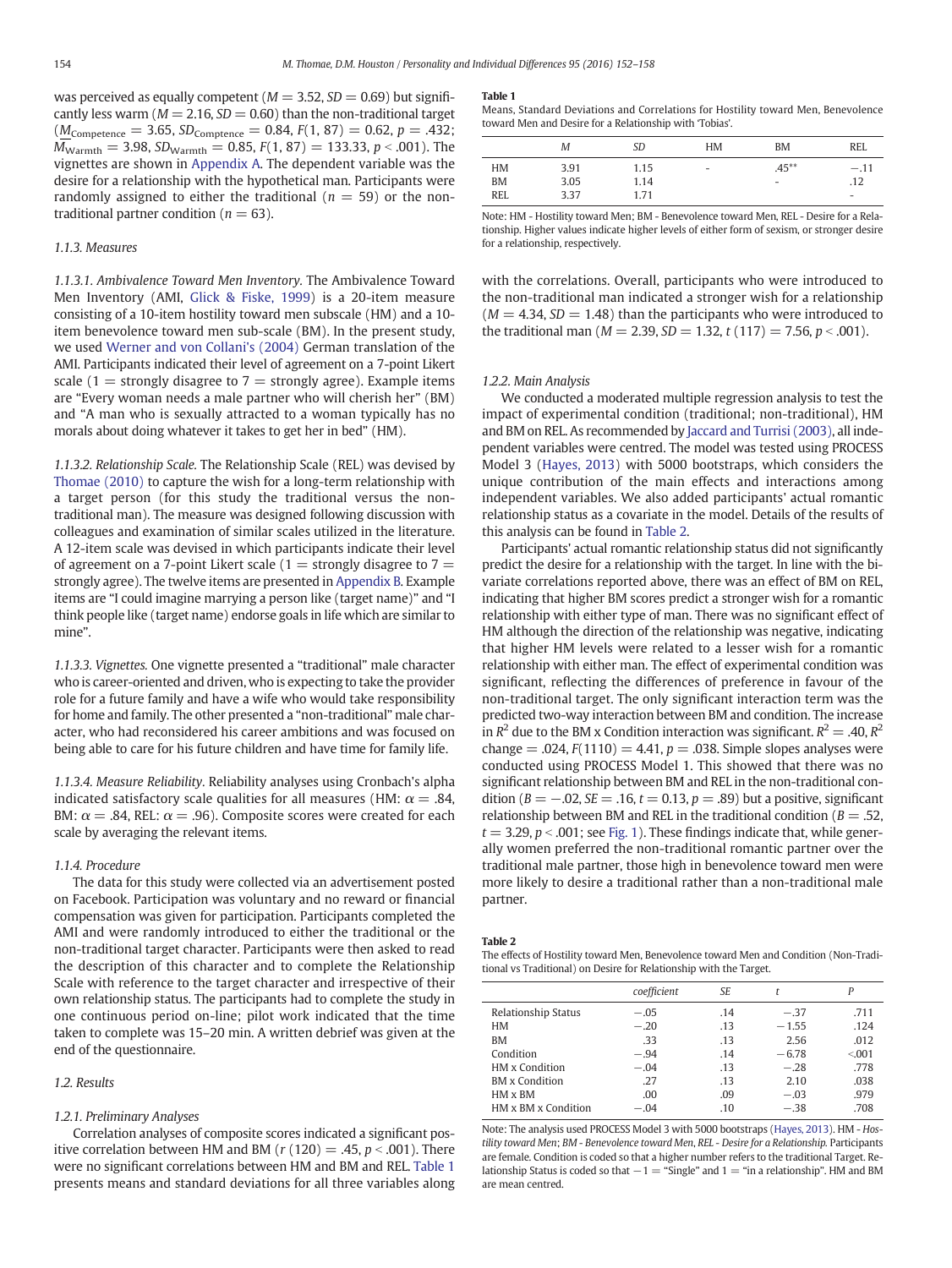was perceived as equally competent ($M = 3.52$, $SD = 0.69$) but significantly less warm ($M = 2.16$, $SD = 0.60$) than the non-traditional target ($\underline{M}_{\text{Competence}} = 3.65$, $SD_{\text{Comptence}} = 0.84$, $F(1, 87) = 0.62$, $p = .432$; $M_{\text{Warmth}} = 3.98$, $SD_{\text{Warmth}} = 0.85$, $F(1, 87) = 133.33$, $p < .001$). The vignettes are shown in Appendix A. The dependent variable was the desire for a relationship with the hypothetical man. Participants were randomly assigned to either the traditional ($n = 59$) or the non-traditional partner condition ($n = 63$).

### 1.1.3. Measures

*1.1.3.1. Ambivalence Toward Men Inventory.* The Ambivalence Toward Men Inventory (AMI, Glick & Fiske, 1999) is a 20-item measure consisting of a 10-item hostility toward men subscale (HM) and a 10-item benevolence toward men sub-scale (BM). In the present study, we used Werner and von Collani's (2004) German translation of the AMI. Participants indicated their level of agreement on a 7-point Likert scale (1 = strongly disagree to 7 = strongly agree). Example items are "Every woman needs a male partner who will cherish her" (BM) and "A man who is sexually attracted to a woman typically has no morals about doing whatever it takes to get her in bed" (HM).

*1.1.3.2. Relationship Scale.* The Relationship Scale (REL) was devised by Thomae (2010) to capture the wish for a long-term relationship with a target person (for this study the traditional versus the non-traditional man). The measure was designed following discussion with colleagues and examination of similar scales utilized in the literature. A 12-item scale was devised in which participants indicate their level of agreement on a 7-point Likert scale (1 = strongly disagree to 7 = strongly agree). The twelve items are presented in Appendix B. Example items are "I could imagine marrying a person like (target name)" and "I think people like (target name) endorse goals in life which are similar to mine".

*1.1.3.3. Vignettes.* One vignette presented a "traditional" male character who is career-oriented and driven, who is expecting to take the provider role for a future family and have a wife who would take responsibility for home and family. The other presented a "non-traditional" male character, who had reconsidered his career ambitions and was focused on being able to care for his future children and have time for family life.

*1.1.3.4. Measure Reliability.* Reliability analyses using Cronbach's alpha indicated satisfactory scale qualities for all measures (HM: $\alpha = .84$, BM: $\alpha = .84$, REL: $\alpha = .96$). Composite scores were created for each scale by averaging the relevant items.

### 1.1.4. Procedure

The data for this study were collected via an advertisement posted on Facebook. Participation was voluntary and no reward or financial compensation was given for participation. Participants completed the AMI and were randomly introduced to either the traditional or the non-traditional target character. Participants were then asked to read the description of this character and to complete the Relationship Scale with reference to the target character and irrespective of their own relationship status. The participants had to complete the study in one continuous period on-line; pilot work indicated that the time taken to complete was 15–20 min. A written debrief was given at the end of the questionnaire.

## 1.2. Results

### 1.2.1. Preliminary Analyses

Correlation analyses of composite scores indicated a significant positive correlation between HM and BM ($r\ (120) = .45$, $p < .001$). There were no significant correlations between HM and BM and REL. Table 1 presents means and standard deviations for all three variables along with the correlations. Overall, participants who were introduced to the non-traditional man indicated a stronger wish for a relationship ($M = 4.34$, $SD = 1.48$) than the participants who were introduced to the traditional man ($M = 2.39$, $SD = 1.32$, $t\ (117) = 7.56$, $p < .001$).

**Table 1**
Means, Standard Deviations and Correlations for Hostility toward Men, Benevolence toward Men and Desire for a Relationship with 'Tobias'.

| | *M* | *SD* | HM | BM | REL |
|---|---|---|---|---|---|
| HM | 3.91 | 1.15 | – | .45** | −.11 |
| BM | 3.05 | 1.14 | | – | .12 |
| REL | 3.37 | 1.71 | | | – |

Note: HM - Hostility toward Men; BM - Benevolence toward Men, REL - Desire for a Relationship. Higher values indicate higher levels of either form of sexism, or stronger desire for a relationship, respectively.

### 1.2.2. Main Analysis

We conducted a moderated multiple regression analysis to test the impact of experimental condition (traditional; non-traditional), HM and BM on REL. As recommended by Jaccard and Turrisi (2003), all independent variables were centred. The model was tested using PROCESS Model 3 (Hayes, 2013) with 5000 bootstraps, which considers the unique contribution of the main effects and interactions among independent variables. We also added participants' actual romantic relationship status as a covariate in the model. Details of the results of this analysis can be found in Table 2.

Participants' actual romantic relationship status did not significantly predict the desire for a relationship with the target. In line with the bivariate correlations reported above, there was an effect of BM on REL, indicating that higher BM scores predict a stronger wish for a romantic relationship with either type of man. There was no significant effect of HM although the direction of the relationship was negative, indicating that higher HM levels were related to a lesser wish for a romantic relationship with either man. The effect of experimental condition was significant, reflecting the differences of preference in favour of the non-traditional target. The only significant interaction term was the predicted two-way interaction between BM and condition. The increase in $R^2$ due to the BM x Condition interaction was significant. $R^2 = .40$, $R^2$ change $= .024$, $F(1110) = 4.41$, $p = .038$. Simple slopes analyses were conducted using PROCESS Model 1. This showed that there was no significant relationship between BM and REL in the non-traditional condition ($B = -.02$, $SE = .16$, $t = 0.13$, $p = .89$) but a positive, significant relationship between BM and REL in the traditional condition ($B = .52$, $t = 3.29$, $p < .001$; see Fig. 1). These findings indicate that, while generally women preferred the non-traditional romantic partner over the traditional male partner, those high in benevolence toward men were more likely to desire a traditional rather than a non-traditional male partner.

**Table 2**
The effects of Hostility toward Men, Benevolence toward Men and Condition (Non-Traditional vs Traditional) on Desire for Relationship with the Target.

| | *coefficient* | *SE* | *t* | *P* |
|---|---|---|---|---|
| Relationship Status | −.05 | .14 | −.37 | .711 |
| HM | −.20 | .13 | −1.55 | .124 |
| BM | .33 | .13 | 2.56 | .012 |
| Condition | −.94 | .14 | −6.78 | <.001 |
| HM x Condition | −.04 | .13 | −.28 | .778 |
| BM x Condition | .27 | .13 | 2.10 | .038 |
| HM x BM | .00 | .09 | −.03 | .979 |
| HM x BM x Condition | −.04 | .10 | −.38 | .708 |

Note: The analysis used PROCESS Model 3 with 5000 bootstraps (Hayes, 2013). HM - *Hostility toward Men*; BM - *Benevolence toward Men*, REL - *Desire for a Relationship*. Participants are female. Condition is coded so that a higher number refers to the traditional Target. Relationship Status is coded so that −1 = "Single" and 1 = "in a relationship". HM and BM are mean centred.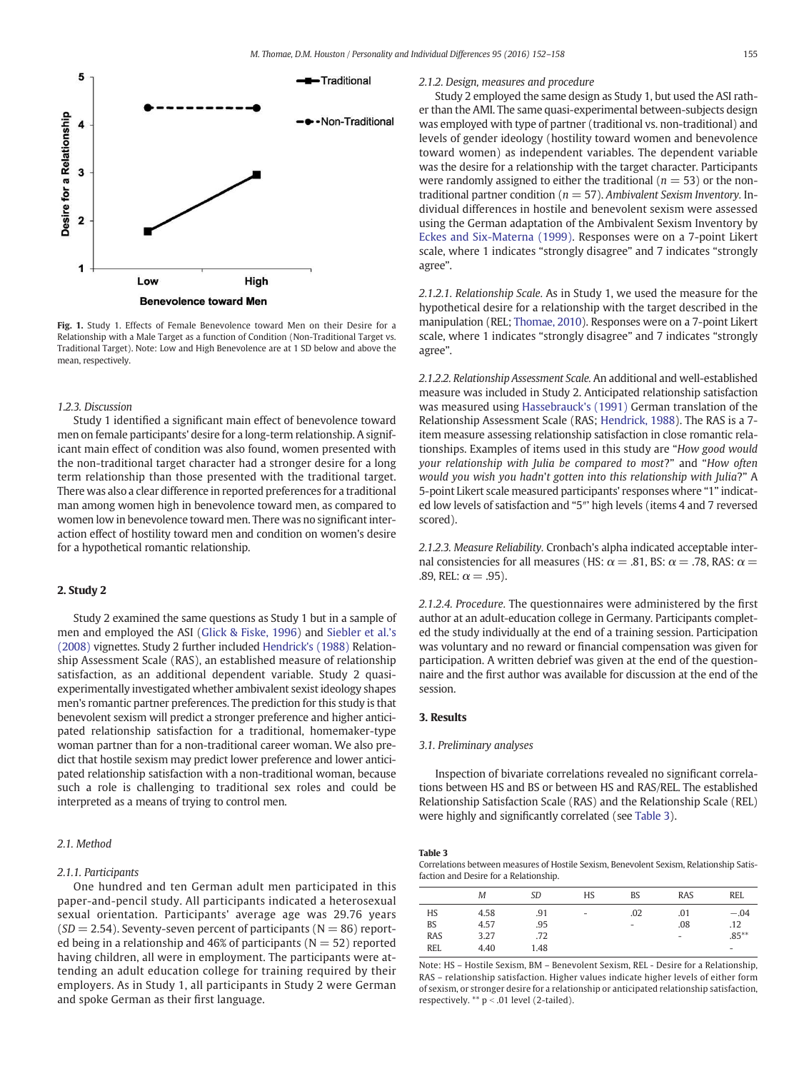Fig. 1. Study 1. Effects of Female Benevolence toward Men on their Desire for a Relationship with a Male Target as a function of Condition (Non-Traditional Target vs. Traditional Target). Note: Low and High Benevolence are at 1 SD below and above the mean, respectively.

#### 1.2.3. Discussion

Study 1 identified a significant main effect of benevolence toward men on female participants' desire for a long-term relationship. A significant main effect of condition was also found, women presented with the non-traditional target character had a stronger desire for a long term relationship than those presented with the traditional target. There was also a clear difference in reported preferences for a traditional man among women high in benevolence toward men, as compared to women low in benevolence toward men. There was no significant interaction effect of hostility toward men and condition on women's desire for a hypothetical romantic relationship.

## 2. Study 2

Study 2 examined the same questions as Study 1 but in a sample of men and employed the ASI (Glick & Fiske, 1996) and Siebler et al.'s (2008) vignettes. Study 2 further included Hendrick's (1988) Relationship Assessment Scale (RAS), an established measure of relationship satisfaction, as an additional dependent variable. Study 2 quasi-experimentally investigated whether ambivalent sexist ideology shapes men's romantic partner preferences. The prediction for this study is that benevolent sexism will predict a stronger preference and higher anticipated relationship satisfaction for a traditional, homemaker-type woman partner than for a non-traditional career woman. We also predict that hostile sexism may predict lower preference and lower anticipated relationship satisfaction with a non-traditional woman, because such a role is challenging to traditional sex roles and could be interpreted as a means of trying to control men.

### 2.1. Method

#### 2.1.1. Participants

One hundred and ten German adult men participated in this paper-and-pencil study. All participants indicated a heterosexual sexual orientation. Participants' average age was 29.76 years ($SD = 2.54$). Seventy-seven percent of participants ($N = 86$) reported being in a relationship and 46% of participants ($N = 52$) reported having children, all were in employment. The participants were attending an adult education college for training required by their employers. As in Study 1, all participants in Study 2 were German and spoke German as their first language.

#### 2.1.2. Design, measures and procedure

Study 2 employed the same design as Study 1, but used the ASI rather than the AMI. The same quasi-experimental between-subjects design was employed with type of partner (traditional vs. non-traditional) and levels of gender ideology (hostility toward women and benevolence toward women) as independent variables. The dependent variable was the desire for a relationship with the target character. Participants were randomly assigned to either the traditional ($n = 53$) or the non-traditional partner condition ($n = 57$). *Ambivalent Sexism Inventory*. Individual differences in hostile and benevolent sexism were assessed using the German adaptation of the Ambivalent Sexism Inventory by Eckes and Six-Materna (1999). Responses were on a 7-point Likert scale, where 1 indicates "strongly disagree" and 7 indicates "strongly agree".

*2.1.2.1. Relationship Scale.* As in Study 1, we used the measure for the hypothetical desire for a relationship with the target described in the manipulation (REL; Thomae, 2010). Responses were on a 7-point Likert scale, where 1 indicates "strongly disagree" and 7 indicates "strongly agree".

*2.1.2.2. Relationship Assessment Scale.* An additional and well-established measure was included in Study 2. Anticipated relationship satisfaction was measured using Hassebrauck's (1991) German translation of the Relationship Assessment Scale (RAS; Hendrick, 1988). The RAS is a 7-item measure assessing relationship satisfaction in close romantic relationships. Examples of items used in this study are "*How good would your relationship with Julia be compared to most*?" and "*How often would you wish you hadn't gotten into this relationship with Julia*?" A 5-point Likert scale measured participants' responses where "1" indicated low levels of satisfaction and "5" high levels (items 4 and 7 reversed scored).

*2.1.2.3. Measure Reliability.* Cronbach's alpha indicated acceptable internal consistencies for all measures (HS: $\alpha = .81$, BS: $\alpha = .78$, RAS: $\alpha = .89$, REL: $\alpha = .95$).

*2.1.2.4. Procedure.* The questionnaires were administered by the first author at an adult-education college in Germany. Participants completed the study individually at the end of a training session. Participation was voluntary and no reward or financial compensation was given for participation. A written debrief was given at the end of the questionnaire and the first author was available for discussion at the end of the session.

## 3. Results

### 3.1. Preliminary analyses

Inspection of bivariate correlations revealed no significant correlations between HS and BS or between HS and RAS/REL. The established Relationship Satisfaction Scale (RAS) and the Relationship Scale (REL) were highly and significantly correlated (see Table 3).

**Table 3**
Correlations between measures of Hostile Sexism, Benevolent Sexism, Relationship Satisfaction and Desire for a Relationship.

| | M | SD | HS | BS | RAS | REL |
|---|---|---|---|---|---|---|
| HS | 4.58 | .91 | - | .02 | .01 | −.04 |
| BS | 4.57 | .95 | | - | .08 | .12 |
| RAS | 3.27 | .72 | | | - | .85** |
| REL | 4.40 | 1.48 | | | | - |

Note: HS – Hostile Sexism, BM – Benevolent Sexism, REL - Desire for a Relationship, RAS – relationship satisfaction. Higher values indicate higher levels of either form of sexism, or stronger desire for a relationship or anticipated relationship satisfaction, respectively. ** $p < .01$ level (2-tailed).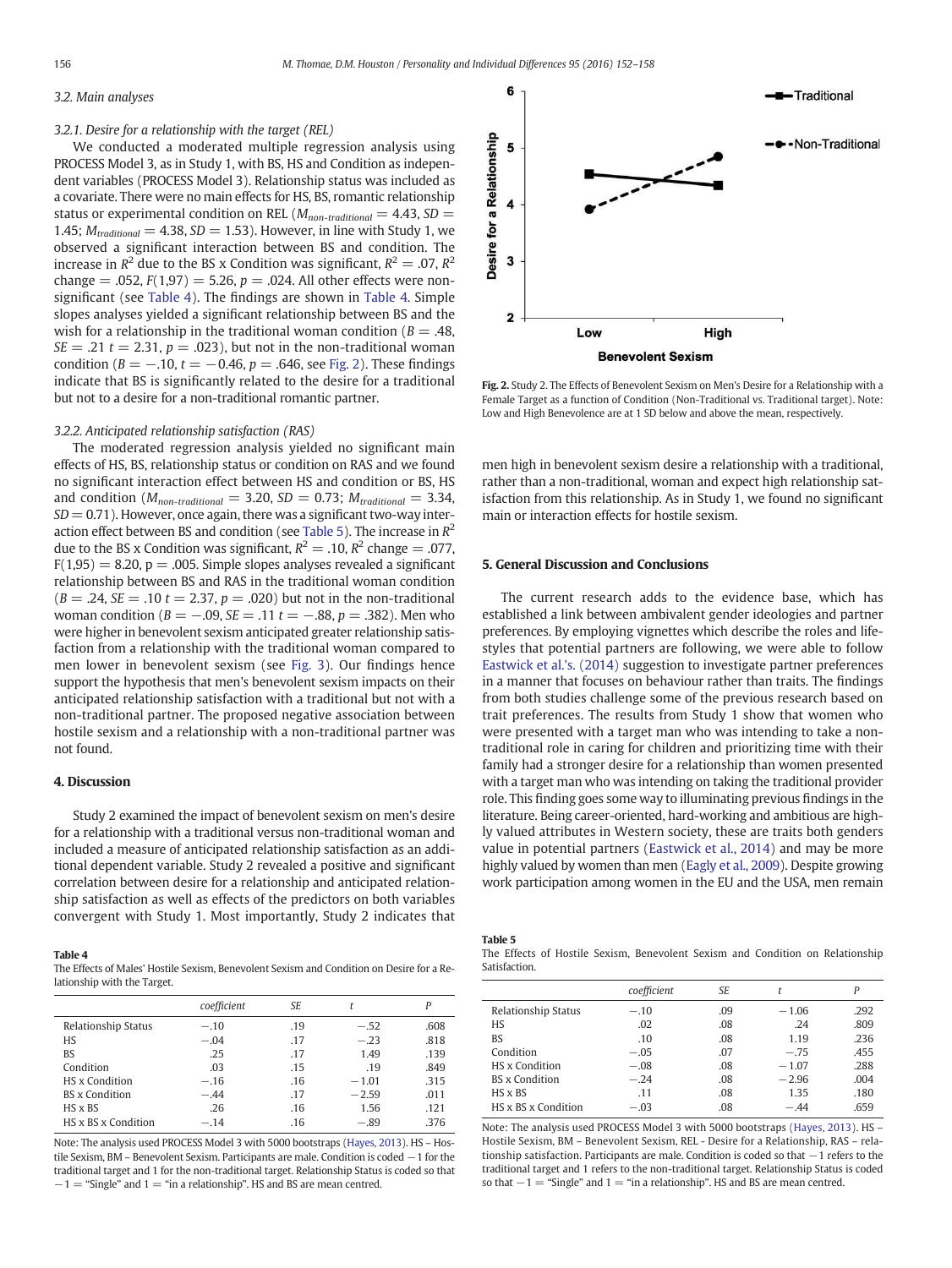### 3.2. Main analyses

#### 3.2.1. Desire for a relationship with the target (REL)

We conducted a moderated multiple regression analysis using PROCESS Model 3, as in Study 1, with BS, HS and Condition as independent variables (PROCESS Model 3). Relationship status was included as a covariate. There were no main effects for HS, BS, romantic relationship status or experimental condition on REL ($M_{non\text{-}traditional} = 4.43$, $SD = 1.45$; $M_{traditional} = 4.38$, $SD = 1.53$). However, in line with Study 1, we observed a significant interaction between BS and condition. The increase in $R^2$ due to the BS x Condition was significant, $R^2 = .07$, $R^2$ change $= .052$, $F(1,97) = 5.26$, $p = .024$. All other effects were non-significant (see Table 4). The findings are shown in Table 4. Simple slopes analyses yielded a significant relationship between BS and the wish for a relationship in the traditional woman condition ($B = .48$, $SE = .21$ $t = 2.31$, $p = .023$), but not in the non-traditional woman condition ($B = -.10$, $t = -0.46$, $p = .646$, see Fig. 2). These findings indicate that BS is significantly related to the desire for a traditional but not to a desire for a non-traditional romantic partner.

#### 3.2.2. Anticipated relationship satisfaction (RAS)

The moderated regression analysis yielded no significant main effects of HS, BS, relationship status or condition on RAS and we found no significant interaction effect between HS and condition or BS, HS and condition ($M_{non\text{-}traditional} = 3.20$, $SD = 0.73$; $M_{traditional} = 3.34$, $SD = 0.71$). However, once again, there was a significant two-way interaction effect between BS and condition (see Table 5). The increase in $R^2$ due to the BS x Condition was significant, $R^2 = .10$, $R^2$ change $= .077$, $F(1,95) = 8.20$, $p = .005$. Simple slopes analyses revealed a significant relationship between BS and RAS in the traditional woman condition ($B = .24$, $SE = .10$ $t = 2.37$, $p = .020$) but not in the non-traditional woman condition ($B = -.09$, $SE = .11$ $t = -.88$, $p = .382$). Men who were higher in benevolent sexism anticipated greater relationship satisfaction from a relationship with the traditional woman compared to men lower in benevolent sexism (see Fig. 3). Our findings hence support the hypothesis that men's benevolent sexism impacts on their anticipated relationship satisfaction with a traditional but not with a non-traditional partner. The proposed negative association between hostile sexism and a relationship with a non-traditional partner was not found.

## 4. Discussion

Study 2 examined the impact of benevolent sexism on men's desire for a relationship with a traditional versus non-traditional woman and included a measure of anticipated relationship satisfaction as an additional dependent variable. Study 2 revealed a positive and significant correlation between desire for a relationship and anticipated relationship satisfaction as well as effects of the predictors on both variables convergent with Study 1. Most importantly, Study 2 indicates that men high in benevolent sexism desire a relationship with a traditional, rather than a non-traditional, woman and expect high relationship satisfaction from this relationship. As in Study 1, we found no significant main or interaction effects for hostile sexism.

**Fig. 2.** Study 2. The Effects of Benevolent Sexism on Men's Desire for a Relationship with a Female Target as a function of Condition (Non-Traditional vs. Traditional target). Note: Low and High Benevolence are at 1 SD below and above the mean, respectively.

## 5. General Discussion and Conclusions

The current research adds to the evidence base, which has established a link between ambivalent gender ideologies and partner preferences. By employing vignettes which describe the roles and lifestyles that potential partners are following, we were able to follow Eastwick et al.'s. (2014) suggestion to investigate partner preferences in a manner that focuses on behaviour rather than traits. The findings from both studies challenge some of the previous research based on trait preferences. The results from Study 1 show that women who were presented with a target man who was intending to take a non-traditional role in caring for children and prioritizing time with their family had a stronger desire for a relationship than women presented with a target man who was intending on taking the traditional provider role. This finding goes some way to illuminating previous findings in the literature. Being career-oriented, hard-working and ambitious are highly valued attributes in Western society, these are traits both genders value in potential partners (Eastwick et al., 2014) and may be more highly valued by women than men (Eagly et al., 2009). Despite growing work participation among women in the EU and the USA, men remain

**Table 4**
The Effects of Males' Hostile Sexism, Benevolent Sexism and Condition on Desire for a Relationship with the Target.

| | *coefficient* | *SE* | *t* | *P* |
|---|---|---|---|---|
| Relationship Status | −.10 | .19 | −.52 | .608 |
| HS | −.04 | .17 | −.23 | .818 |
| BS | .25 | .17 | 1.49 | .139 |
| Condition | .03 | .15 | .19 | .849 |
| HS x Condition | −.16 | .16 | −1.01 | .315 |
| BS x Condition | −.44 | .17 | −2.59 | .011 |
| HS x BS | .26 | .16 | 1.56 | .121 |
| HS x BS x Condition | −.14 | .16 | −.89 | .376 |

Note: The analysis used PROCESS Model 3 with 5000 bootstraps (Hayes, 2013). HS – Hostile Sexism, BM – Benevolent Sexism. Participants are male. Condition is coded −1 for the traditional target and 1 for the non-traditional target. Relationship Status is coded so that −1 = "Single" and 1 = "in a relationship". HS and BS are mean centred.

**Table 5**
The Effects of Hostile Sexism, Benevolent Sexism and Condition on Relationship Satisfaction.

| | *coefficient* | *SE* | *t* | *P* |
|---|---|---|---|---|
| Relationship Status | −.10 | .09 | −1.06 | .292 |
| HS | .02 | .08 | .24 | .809 |
| BS | .10 | .08 | 1.19 | .236 |
| Condition | −.05 | .07 | −.75 | .455 |
| HS x Condition | −.08 | .08 | −1.07 | .288 |
| BS x Condition | −.24 | .08 | −2.96 | .004 |
| HS x BS | .11 | .08 | 1.35 | .180 |
| HS x BS x Condition | −.03 | .08 | −.44 | .659 |

Note: The analysis used PROCESS Model 3 with 5000 bootstraps (Hayes, 2013). HS – Hostile Sexism, BM – Benevolent Sexism, REL - Desire for a Relationship, RAS – relationship satisfaction. Participants are male. Condition is coded so that −1 refers to the traditional target and 1 refers to the non-traditional target. Relationship Status is coded so that −1 = "Single" and 1 = "in a relationship". HS and BS are mean centred.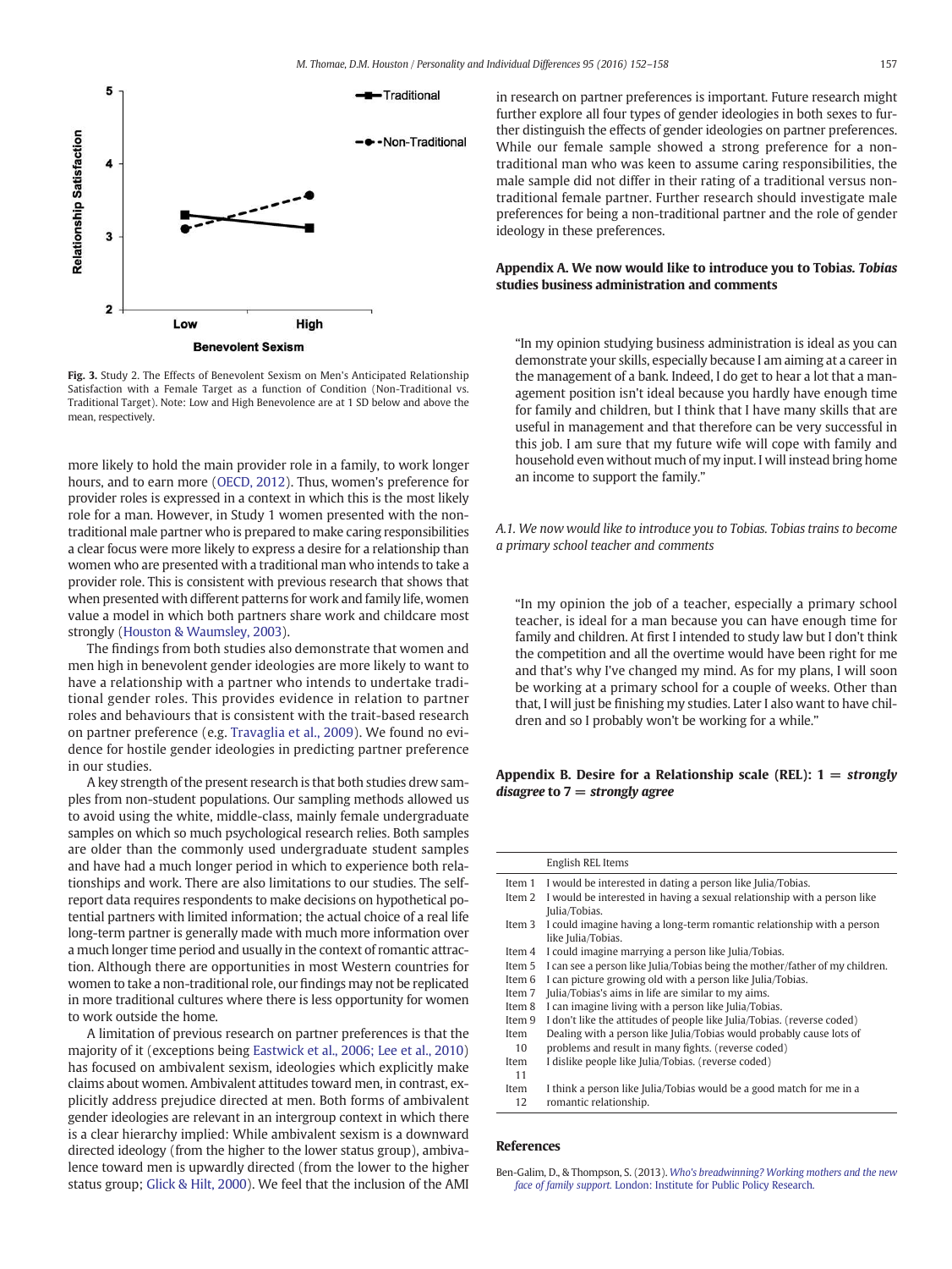Fig. 3. Study 2. The Effects of Benevolent Sexism on Men's Anticipated Relationship Satisfaction with a Female Target as a function of Condition (Non-Traditional vs. Traditional Target). Note: Low and High Benevolence are at 1 SD below and above the mean, respectively.

more likely to hold the main provider role in a family, to work longer hours, and to earn more (OECD, 2012). Thus, women's preference for provider roles is expressed in a context in which this is the most likely role for a man. However, in Study 1 women presented with the non-traditional male partner who is prepared to make caring responsibilities a clear focus were more likely to express a desire for a relationship than women who are presented with a traditional man who intends to take a provider role. This is consistent with previous research that shows that when presented with different patterns for work and family life, women value a model in which both partners share work and childcare most strongly (Houston & Waumsley, 2003).

The findings from both studies also demonstrate that women and men high in benevolent gender ideologies are more likely to want to have a relationship with a partner who intends to undertake traditional gender roles. This provides evidence in relation to partner roles and behaviours that is consistent with the trait-based research on partner preference (e.g. Travaglia et al., 2009). We found no evidence for hostile gender ideologies in predicting partner preference in our studies.

A key strength of the present research is that both studies drew samples from non-student populations. Our sampling methods allowed us to avoid using the white, middle-class, mainly female undergraduate samples on which so much psychological research relies. Both samples are older than the commonly used undergraduate student samples and have had a much longer period in which to experience both relationships and work. There are also limitations to our studies. The self-report data requires respondents to make decisions on hypothetical potential partners with limited information; the actual choice of a real life long-term partner is generally made with much more information over a much longer time period and usually in the context of romantic attraction. Although there are opportunities in most Western countries for women to take a non-traditional role, our findings may not be replicated in more traditional cultures where there is less opportunity for women to work outside the home.

A limitation of previous research on partner preferences is that the majority of it (exceptions being Eastwick et al., 2006; Lee et al., 2010) has focused on ambivalent sexism, ideologies which explicitly make claims about women. Ambivalent attitudes toward men, in contrast, explicitly address prejudice directed at men. Both forms of ambivalent gender ideologies are relevant in an intergroup context in which there is a clear hierarchy implied: While ambivalent sexism is a downward directed ideology (from the higher to the lower status group), ambivalence toward men is upwardly directed (from the lower to the higher status group; Glick & Hilt, 2000). We feel that the inclusion of the AMI in research on partner preferences is important. Future research might further explore all four types of gender ideologies in both sexes to further distinguish the effects of gender ideologies on partner preferences. While our female sample showed a strong preference for a non-traditional man who was keen to assume caring responsibilities, the male sample did not differ in their rating of a traditional versus non-traditional female partner. Further research should investigate male preferences for being a non-traditional partner and the role of gender ideology in these preferences.

## Appendix A. We now would like to introduce you to Tobias. *Tobias studies business administration and comments*

"In my opinion studying business administration is ideal as you can demonstrate your skills, especially because I am aiming at a career in the management of a bank. Indeed, I do get to hear a lot that a management position isn't ideal because you hardly have enough time for family and children, but I think that I have many skills that are useful in management and that therefore can be very successful in this job. I am sure that my future wife will cope with family and household even without much of my input. I will instead bring home an income to support the family."

### *A.1. We now would like to introduce you to Tobias. Tobias trains to become a primary school teacher and comments*

"In my opinion the job of a teacher, especially a primary school teacher, is ideal for a man because you can have enough time for family and children. At first I intended to study law but I don't think the competition and all the overtime would have been right for me and that's why I've changed my mind. As for my plans, I will soon be working at a primary school for a couple of weeks. Other than that, I will just be finishing my studies. Later I also want to have children and so I probably won't be working for a while."

## Appendix B. Desire for a Relationship scale (REL): 1 = *strongly disagree* to 7 = *strongly agree*

| | English REL Items |
|---|---|
| Item 1 | I would be interested in dating a person like Julia/Tobias. |
| Item 2 | I would be interested in having a sexual relationship with a person like Julia/Tobias. |
| Item 3 | I could imagine having a long-term romantic relationship with a person like Julia/Tobias. |
| Item 4 | I could imagine marrying a person like Julia/Tobias. |
| Item 5 | I can see a person like Julia/Tobias being the mother/father of my children. |
| Item 6 | I can picture growing old with a person like Julia/Tobias. |
| Item 7 | Julia/Tobias's aims in life are similar to my aims. |
| Item 8 | I can imagine living with a person like Julia/Tobias. |
| Item 9 | I don't like the attitudes of people like Julia/Tobias. (reverse coded) |
| Item 10 | Dealing with a person like Julia/Tobias would probably cause lots of problems and result in many fights. (reverse coded) |
| Item 11 | I dislike people like Julia/Tobias. (reverse coded) |
| Item 12 | I think a person like Julia/Tobias would be a good match for me in a romantic relationship. |

## References

Ben-Galim, D., & Thompson, S. (2013). *Who's breadwinning? Working mothers and the new face of family support.* London: Institute for Public Policy Research.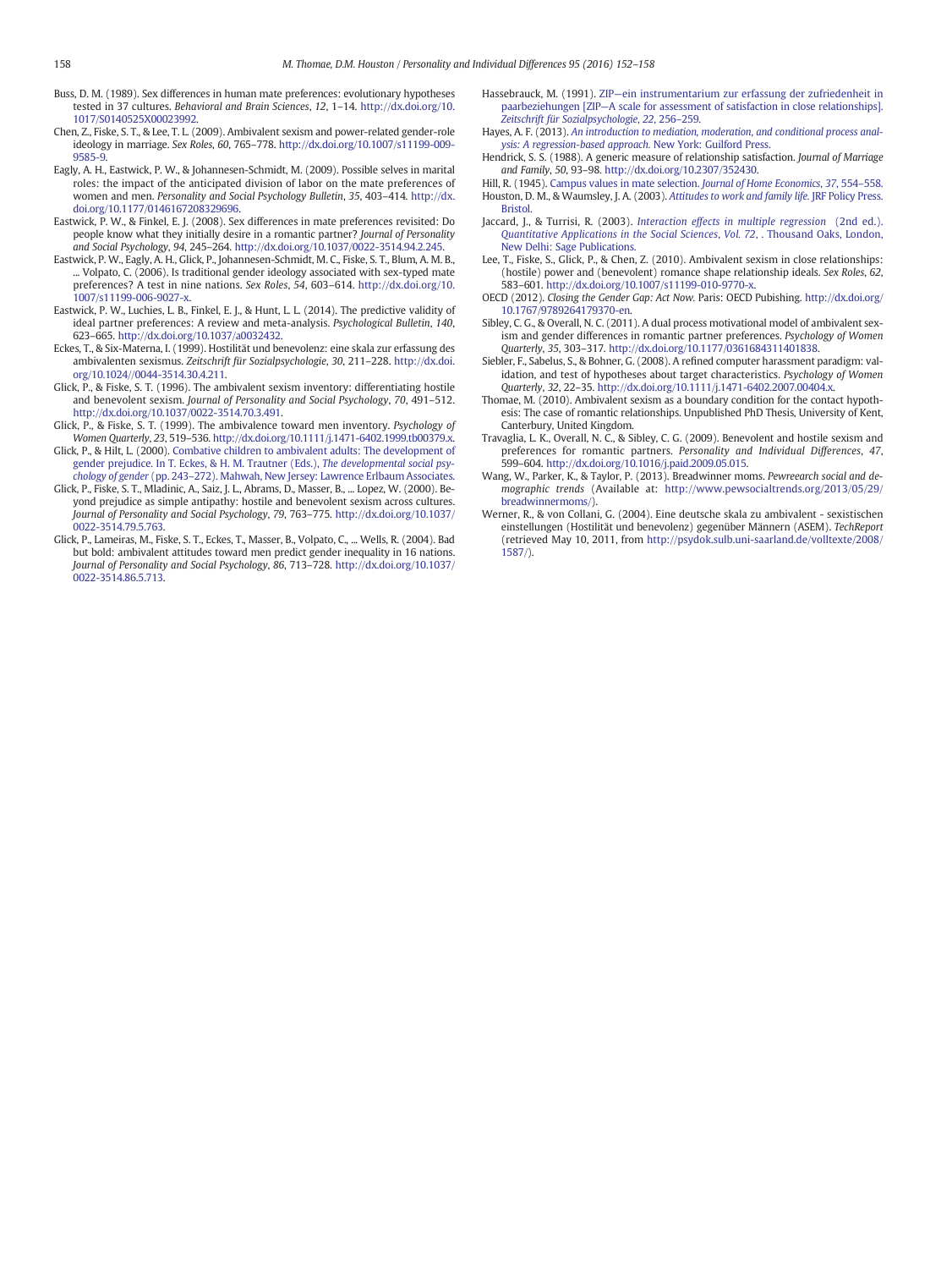Buss, D. M. (1989). Sex differences in human mate preferences: evolutionary hypotheses tested in 37 cultures. *Behavioral and Brain Sciences*, *12*, 1–14. http://dx.doi.org/10.1017/S0140525X00023992.

Chen, Z., Fiske, S. T., & Lee, T. L. (2009). Ambivalent sexism and power-related gender-role ideology in marriage. *Sex Roles*, *60*, 765–778. http://dx.doi.org/10.1007/s11199-009-9585-9.

Eagly, A. H., Eastwick, P. W., & Johannesen-Schmidt, M. (2009). Possible selves in marital roles: the impact of the anticipated division of labor on the mate preferences of women and men. *Personality and Social Psychology Bulletin*, *35*, 403–414. http://dx.doi.org/10.1177/0146167208329696.

Eastwick, P. W., & Finkel, E. J. (2008). Sex differences in mate preferences revisited: Do people know what they initially desire in a romantic partner? *Journal of Personality and Social Psychology*, *94*, 245–264. http://dx.doi.org/10.1037/0022-3514.94.2.245.

Eastwick, P. W., Eagly, A. H., Glick, P., Johannesen-Schmidt, M. C., Fiske, S. T., Blum, A. M. B., ... Volpato, C. (2006). Is traditional gender ideology associated with sex-typed mate preferences? A test in nine nations. *Sex Roles*, *54*, 603–614. http://dx.doi.org/10.1007/s11199-006-9027-x.

Eastwick, P. W., Luchies, L. B., Finkel, E. J., & Hunt, L. L. (2014). The predictive validity of ideal partner preferences: A review and meta-analysis. *Psychological Bulletin*, *140*, 623–665. http://dx.doi.org/10.1037/a0032432.

Eckes, T., & Six-Materna, I. (1999). Hostilität und benevolenz: eine skala zur erfassung des ambivalenten sexismus. *Zeitschrift für Sozialpsychologie*, *30*, 211–228. http://dx.doi.org/10.1024//0044-3514.30.4.211.

Glick, P., & Fiske, S. T. (1996). The ambivalent sexism inventory: differentiating hostile and benevolent sexism. *Journal of Personality and Social Psychology*, *70*, 491–512. http://dx.doi.org/10.1037/0022-3514.70.3.491.

Glick, P., & Fiske, S. T. (1999). The ambivalence toward men inventory. *Psychology of Women Quarterly*, *23*, 519–536. http://dx.doi.org/10.1111/j.1471-6402.1999.tb00379.x.

Glick, P., & Hilt, L. (2000). Combative children to ambivalent adults: The development of gender prejudice. In T. Eckes, & H. M. Trautner (Eds.), *The developmental social psychology of gender* (pp. 243–272). Mahwah, New Jersey: Lawrence Erlbaum Associates.

Glick, P., Fiske, S. T., Mladinic, A., Saiz, J. L., Abrams, D., Masser, B., ... Lopez, W. (2000). Beyond prejudice as simple antipathy: hostile and benevolent sexism across cultures. *Journal of Personality and Social Psychology*, *79*, 763–775. http://dx.doi.org/10.1037/0022-3514.79.5.763.

Glick, P., Lameiras, M., Fiske, S. T., Eckes, T., Masser, B., Volpato, C., ... Wells, R. (2004). Bad but bold: ambivalent attitudes toward men predict gender inequality in 16 nations. *Journal of Personality and Social Psychology*, *86*, 713–728. http://dx.doi.org/10.1037/0022-3514.86.5.713.

Hassebrauck, M. (1991). ZIP—ein instrumentarium zur erfassung der zufriedenheit in paarbeziehungen [ZIP—A scale for assessment of satisfaction in close relationships]. *Zeitschrift für Sozialpsychologie*, *22*, 256–259.

Hayes, A. F. (2013). *An introduction to mediation, moderation, and conditional process analysis: A regression-based approach*. New York: Guilford Press.

Hendrick, S. S. (1988). A generic measure of relationship satisfaction. *Journal of Marriage and Family*, *50*, 93–98. http://dx.doi.org/10.2307/352430.

Hill, R. (1945). Campus values in mate selection. *Journal of Home Economics*, *37*, 554–558.

Houston, D. M., & Waumsley, J. A. (2003). *Attitudes to work and family life*. JRF Policy Press. Bristol.

Jaccard, J., & Turrisi, R. (2003). *Interaction effects in multiple regression* (2nd ed.). *Quantitative Applications in the Social Sciences*, *Vol. 72*, . Thousand Oaks, London, New Delhi: Sage Publications.

Lee, T., Fiske, S., Glick, P., & Chen, Z. (2010). Ambivalent sexism in close relationships: (hostile) power and (benevolent) romance shape relationship ideals. *Sex Roles*, *62*, 583–601. http://dx.doi.org/10.1007/s11199-010-9770-x.

OECD (2012). *Closing the Gender Gap: Act Now*. Paris: OECD Pubishing. http://dx.doi.org/10.1767/9789264179370-en.

Sibley, C. G., & Overall, N. C. (2011). A dual process motivational model of ambivalent sexism and gender differences in romantic partner preferences. *Psychology of Women Quarterly*, *35*, 303–317. http://dx.doi.org/10.1177/0361684311401838.

Siebler, F., Sabelus, S., & Bohner, G. (2008). A refined computer harassment paradigm: validation, and test of hypotheses about target characteristics. *Psychology of Women Quarterly*, *32*, 22–35. http://dx.doi.org/10.1111/j.1471-6402.2007.00404.x.

Thomae, M. (2010). Ambivalent sexism as a boundary condition for the contact hypothesis: The case of romantic relationships. Unpublished PhD Thesis, University of Kent, Canterbury, United Kingdom.

Travaglia, L. K., Overall, N. C., & Sibley, C. G. (2009). Benevolent and hostile sexism and preferences for romantic partners. *Personality and Individual Differences*, *47*, 599–604. http://dx.doi.org/10.1016/j.paid.2009.05.015.

Wang, W., Parker, K., & Taylor, P. (2013). Breadwinner moms. *Pewreearch social and demographic trends* (Available at: http://www.pewsocialtrends.org/2013/05/29/breadwinnermoms/).

Werner, R., & von Collani, G. (2004). Eine deutsche skala zu ambivalent - sexistischen einstellungen (Hostilität und benevolenz) gegenüber Männern (ASEM). *TechReport* (retrieved May 10, 2011, from http://psydok.sulb.uni-saarland.de/volltexte/2008/1587/).